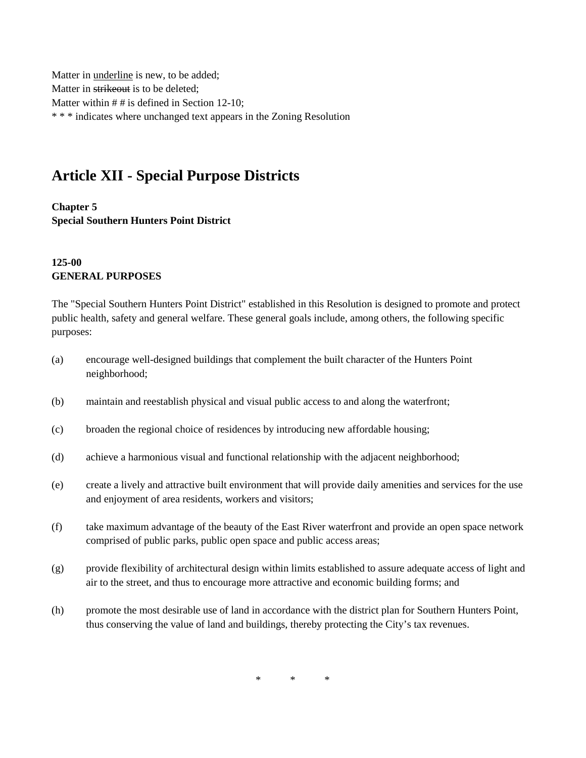Matter in <u>underline</u> is new, to be added;
Matter in ~~strikeout~~ is to be deleted;
Matter within # # is defined in Section 12-10;
* * * indicates where unchanged text appears in the Zoning Resolution

# Article XII - Special Purpose Districts

**Chapter 5**
**Special Southern Hunters Point District**

**125-00**
**GENERAL PURPOSES**

The "Special Southern Hunters Point District" established in this Resolution is designed to promote and protect public health, safety and general welfare. These general goals include, among others, the following specific purposes:

(a) encourage well-designed buildings that complement the built character of the Hunters Point neighborhood;

(b) maintain and reestablish physical and visual public access to and along the waterfront;

(c) broaden the regional choice of residences by introducing new affordable housing;

(d) achieve a harmonious visual and functional relationship with the adjacent neighborhood;

(e) create a lively and attractive built environment that will provide daily amenities and services for the use and enjoyment of area residents, workers and visitors;

(f) take maximum advantage of the beauty of the East River waterfront and provide an open space network comprised of public parks, public open space and public access areas;

(g) provide flexibility of architectural design within limits established to assure adequate access of light and air to the street, and thus to encourage more attractive and economic building forms; and

(h) promote the most desirable use of land in accordance with the district plan for Southern Hunters Point, thus conserving the value of land and buildings, thereby protecting the City's tax revenues.

\* \* \*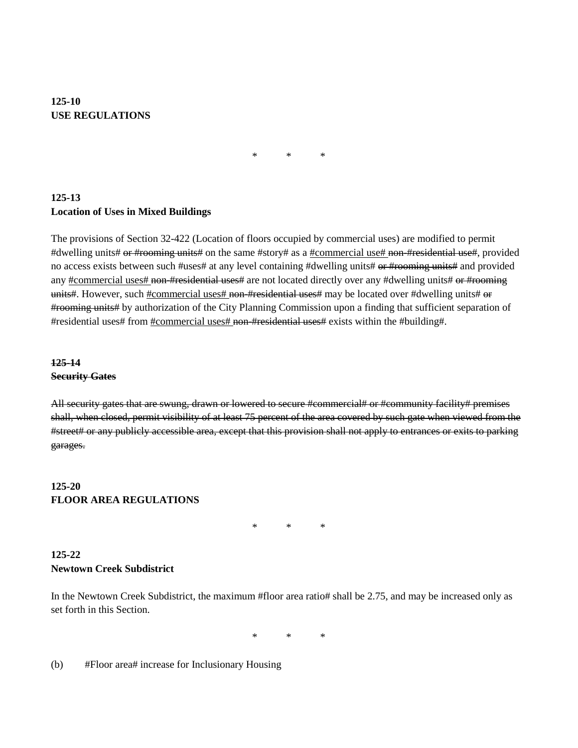**125-10**
**USE REGULATIONS**

\*  \*  \*

**125-13**
**Location of Uses in Mixed Buildings**

The provisions of Section 32-422 (Location of floors occupied by commercial uses) are modified to permit #dwelling units# ~~or #rooming units#~~ on the same #story# as a <u>#commercial use#</u> ~~non-#residential use#~~, provided no access exists between such #uses# at any level containing #dwelling units# ~~or #rooming units#~~ and provided any <u>#commercial uses#</u> ~~non-#residential uses#~~ are not located directly over any #dwelling units# ~~or #rooming units#~~. However, such <u>#commercial uses#</u> ~~non-#residential uses#~~ may be located over #dwelling units# ~~or #rooming units#~~ by authorization of the City Planning Commission upon a finding that sufficient separation of #residential uses# from <u>#commercial uses#</u> ~~non-#residential uses#~~ exists within the #building#.

~~**125-14**~~
~~**Security Gates**~~

~~All security gates that are swung, drawn or lowered to secure #commercial# or #community facility# premises shall, when closed, permit visibility of at least 75 percent of the area covered by such gate when viewed from the #street# or any publicly accessible area, except that this provision shall not apply to entrances or exits to parking garages.~~

**125-20**
**FLOOR AREA REGULATIONS**

\*  \*  \*

**125-22**
**Newtown Creek Subdistrict**

In the Newtown Creek Subdistrict, the maximum #floor area ratio# shall be 2.75, and may be increased only as set forth in this Section.

\*  \*  \*

(b) #Floor area# increase for Inclusionary Housing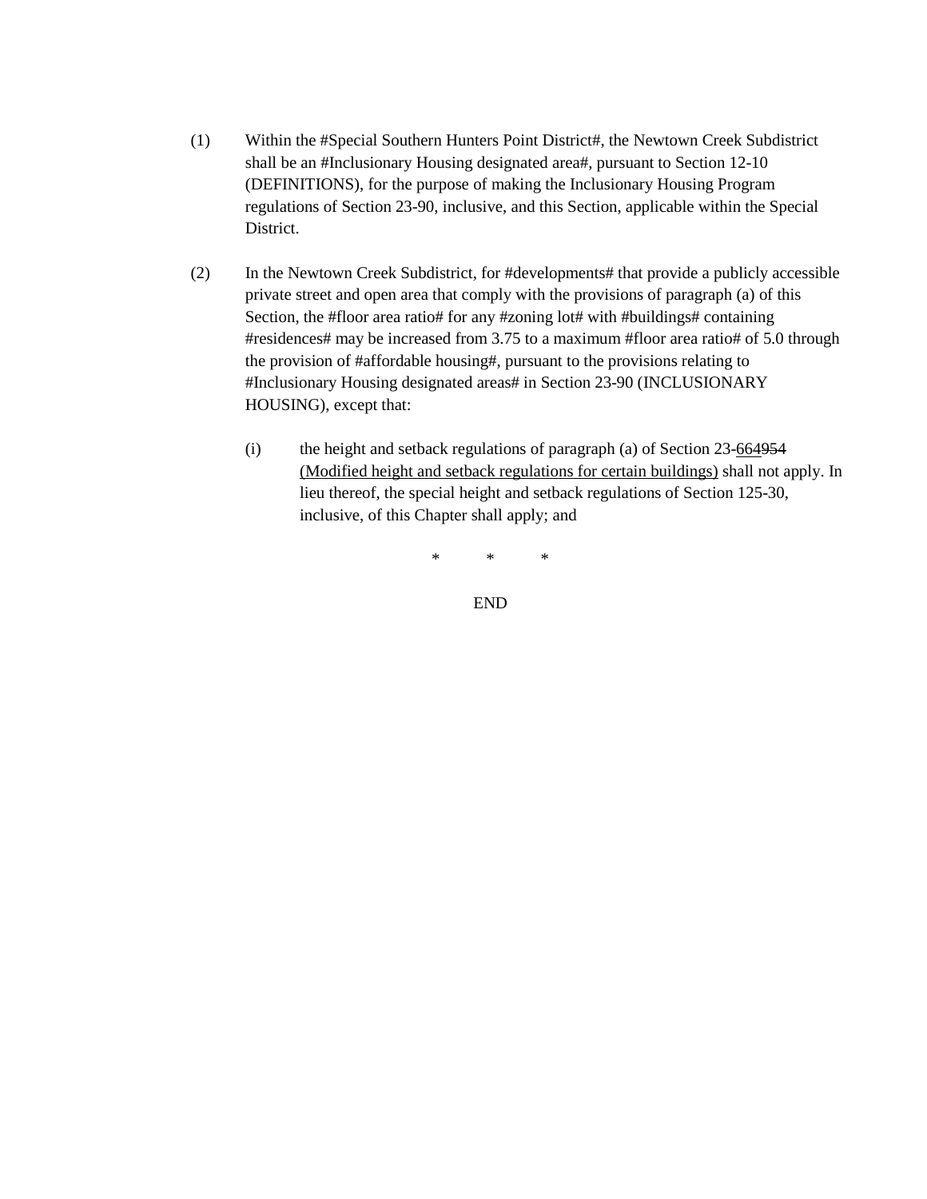(1) Within the #Special Southern Hunters Point District#, the Newtown Creek Subdistrict shall be an #Inclusionary Housing designated area#, pursuant to Section 12-10 (DEFINITIONS), for the purpose of making the Inclusionary Housing Program regulations of Section 23-90, inclusive, and this Section, applicable within the Special District.

(2) In the Newtown Creek Subdistrict, for #developments# that provide a publicly accessible private street and open area that comply with the provisions of paragraph (a) of this Section, the #floor area ratio# for any #zoning lot# with #buildings# containing #residences# may be increased from 3.75 to a maximum #floor area ratio# of 5.0 through the provision of #affordable housing#, pursuant to the provisions relating to #Inclusionary Housing designated areas# in Section 23-90 (INCLUSIONARY HOUSING), except that:

   (i) the height and setback regulations of paragraph (a) of Section 23-<u>664</u>~~954~~ <u>(Modified height and setback regulations for certain buildings)</u> shall not apply. In lieu thereof, the special height and setback regulations of Section 125-30, inclusive, of this Chapter shall apply; and

\*     \*     \*

END